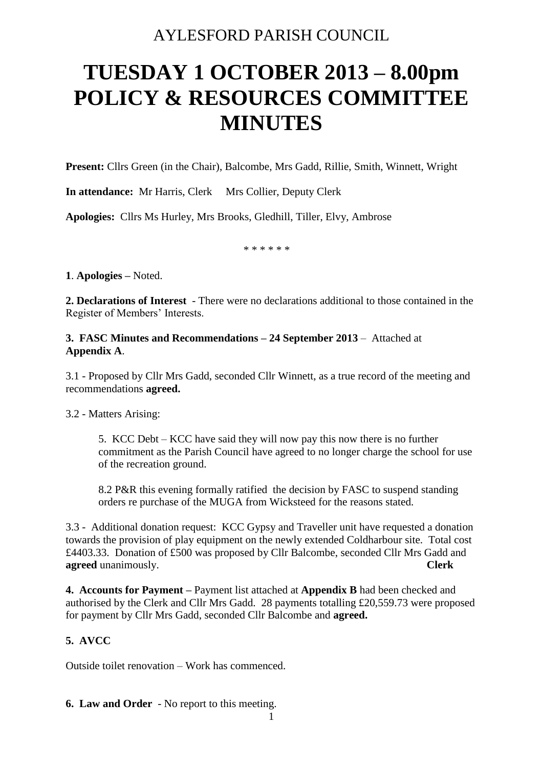AYLESFORD PARISH COUNCIL

# TUESDAY 1 OCTOBER 2013 – 8.00pm POLICY & RESOURCES COMMITTEE MINUTES

**Present:** Cllrs Green (in the Chair), Balcombe, Mrs Gadd, Rillie, Smith, Winnett, Wright

**In attendance:** Mr Harris, Clerk  Mrs Collier, Deputy Clerk

**Apologies:** Cllrs Ms Hurley, Mrs Brooks, Gledhill, Tiller, Elvy, Ambrose

\* \* \* \* \* \*

**1**. **Apologies –** Noted.

**2. Declarations of Interest** - There were no declarations additional to those contained in the Register of Members' Interests.

**3. FASC Minutes and Recommendations – 24 September 2013** – Attached at **Appendix A**.

3.1 - Proposed by Cllr Mrs Gadd, seconded Cllr Winnett, as a true record of the meeting and recommendations **agreed.**

3.2 - Matters Arising:

> 5. KCC Debt – KCC have said they will now pay this now there is no further commitment as the Parish Council have agreed to no longer charge the school for use of the recreation ground.
>
> 8.2 P&R this evening formally ratified the decision by FASC to suspend standing orders re purchase of the MUGA from Wicksteed for the reasons stated.

3.3 - Additional donation request: KCC Gypsy and Traveller unit have requested a donation towards the provision of play equipment on the newly extended Coldharbour site. Total cost £4403.33. Donation of £500 was proposed by Cllr Balcombe, seconded Cllr Mrs Gadd and **agreed** unanimously. **Clerk**

**4. Accounts for Payment –** Payment list attached at **Appendix B** had been checked and authorised by the Clerk and Cllr Mrs Gadd. 28 payments totalling £20,559.73 were proposed for payment by Cllr Mrs Gadd, seconded Cllr Balcombe and **agreed.**

**5. AVCC**

Outside toilet renovation – Work has commenced.

**6. Law and Order** - No report to this meeting.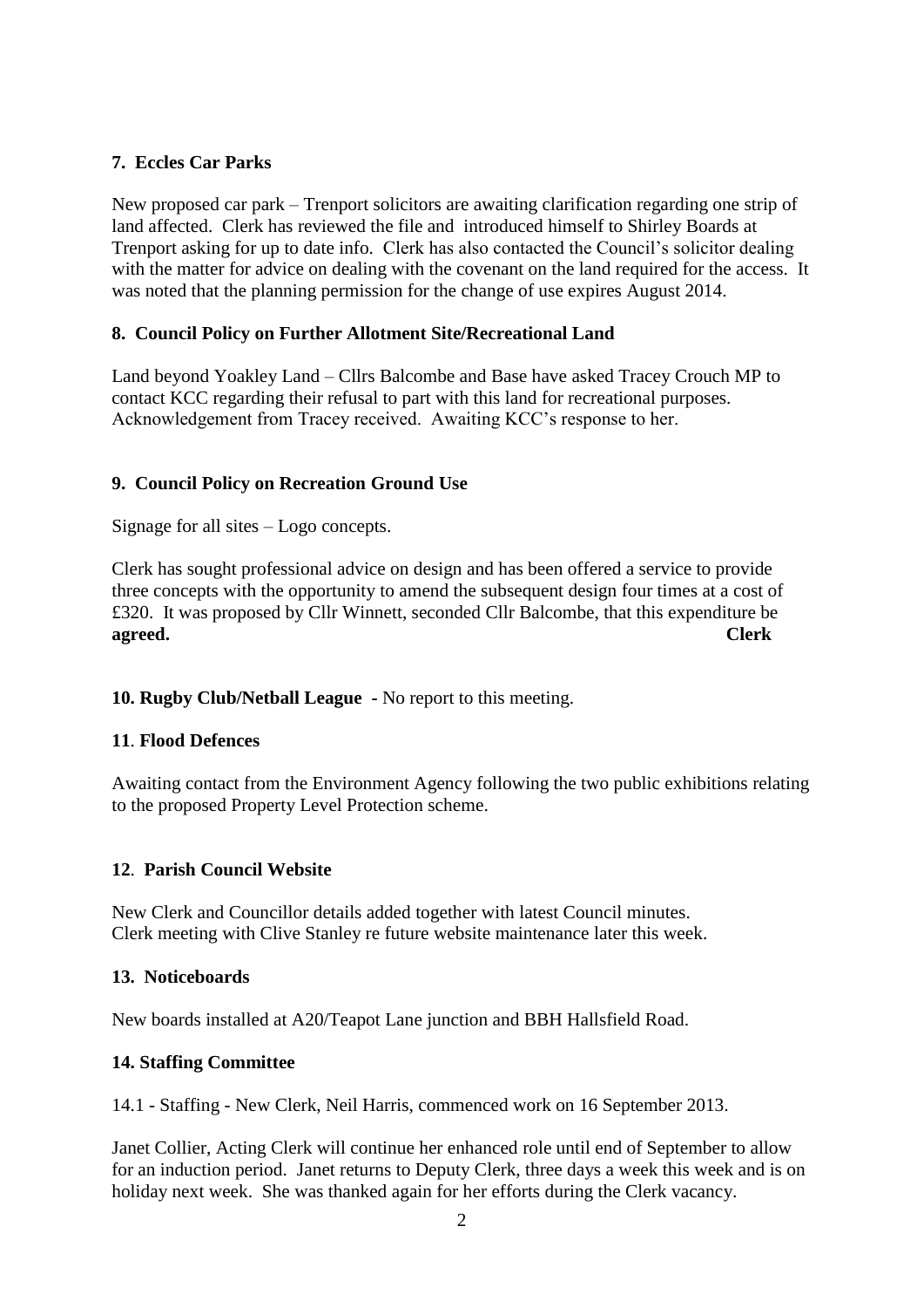### 7. Eccles Car Parks

New proposed car park – Trenport solicitors are awaiting clarification regarding one strip of land affected. Clerk has reviewed the file and introduced himself to Shirley Boards at Trenport asking for up to date info. Clerk has also contacted the Council's solicitor dealing with the matter for advice on dealing with the covenant on the land required for the access. It was noted that the planning permission for the change of use expires August 2014.

### 8. Council Policy on Further Allotment Site/Recreational Land

Land beyond Yoakley Land – Cllrs Balcombe and Base have asked Tracey Crouch MP to contact KCC regarding their refusal to part with this land for recreational purposes. Acknowledgement from Tracey received. Awaiting KCC's response to her.

### 9. Council Policy on Recreation Ground Use

Signage for all sites – Logo concepts.

Clerk has sought professional advice on design and has been offered a service to provide three concepts with the opportunity to amend the subsequent design four times at a cost of £320. It was proposed by Cllr Winnett, seconded Cllr Balcombe, that this expenditure be **agreed.** **Clerk**

**10. Rugby Club/Netball League -** No report to this meeting.

### 11. Flood Defences

Awaiting contact from the Environment Agency following the two public exhibitions relating to the proposed Property Level Protection scheme.

### 12. Parish Council Website

New Clerk and Councillor details added together with latest Council minutes.
Clerk meeting with Clive Stanley re future website maintenance later this week.

### 13. Noticeboards

New boards installed at A20/Teapot Lane junction and BBH Hallsfield Road.

### 14. Staffing Committee

14.1 - Staffing - New Clerk, Neil Harris, commenced work on 16 September 2013.

Janet Collier, Acting Clerk will continue her enhanced role until end of September to allow for an induction period. Janet returns to Deputy Clerk, three days a week this week and is on holiday next week. She was thanked again for her efforts during the Clerk vacancy.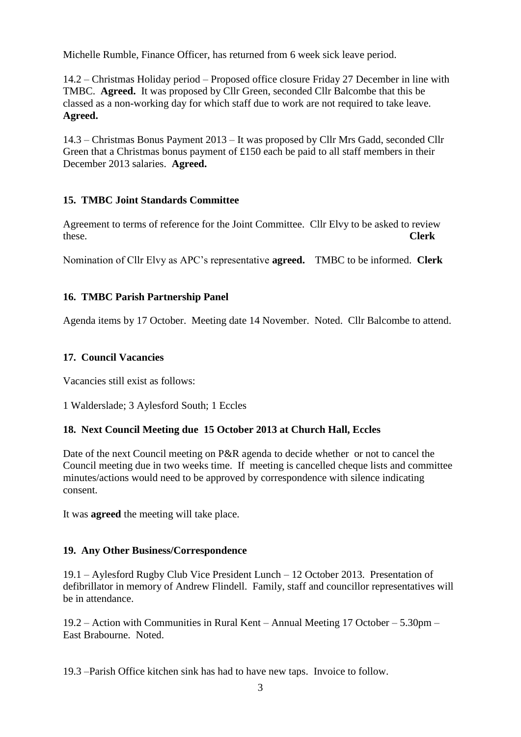Michelle Rumble, Finance Officer, has returned from 6 week sick leave period.

14.2 – Christmas Holiday period – Proposed office closure Friday 27 December in line with TMBC. **Agreed.** It was proposed by Cllr Green, seconded Cllr Balcombe that this be classed as a non-working day for which staff due to work are not required to take leave. **Agreed.**

14.3 – Christmas Bonus Payment 2013 – It was proposed by Cllr Mrs Gadd, seconded Cllr Green that a Christmas bonus payment of £150 each be paid to all staff members in their December 2013 salaries. **Agreed.**

## 15. TMBC Joint Standards Committee

Agreement to terms of reference for the Joint Committee. Cllr Elvy to be asked to review these. **Clerk**

Nomination of Cllr Elvy as APC's representative **agreed.** TMBC to be informed. **Clerk**

## 16. TMBC Parish Partnership Panel

Agenda items by 17 October. Meeting date 14 November. Noted. Cllr Balcombe to attend.

## 17. Council Vacancies

Vacancies still exist as follows:

1 Walderslade; 3 Aylesford South; 1 Eccles

## 18. Next Council Meeting due 15 October 2013 at Church Hall, Eccles

Date of the next Council meeting on P&R agenda to decide whether or not to cancel the Council meeting due in two weeks time. If meeting is cancelled cheque lists and committee minutes/actions would need to be approved by correspondence with silence indicating consent.

It was **agreed** the meeting will take place.

## 19. Any Other Business/Correspondence

19.1 – Aylesford Rugby Club Vice President Lunch – 12 October 2013. Presentation of defibrillator in memory of Andrew Flindell. Family, staff and councillor representatives will be in attendance.

19.2 – Action with Communities in Rural Kent – Annual Meeting 17 October – 5.30pm – East Brabourne. Noted.

19.3 –Parish Office kitchen sink has had to have new taps. Invoice to follow.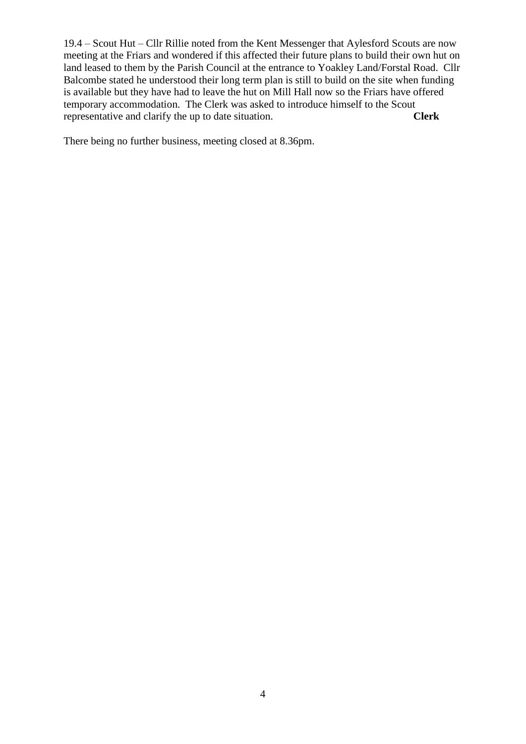19.4 – Scout Hut – Cllr Rillie noted from the Kent Messenger that Aylesford Scouts are now meeting at the Friars and wondered if this affected their future plans to build their own hut on land leased to them by the Parish Council at the entrance to Yoakley Land/Forstal Road. Cllr Balcombe stated he understood their long term plan is still to build on the site when funding is available but they have had to leave the hut on Mill Hall now so the Friars have offered temporary accommodation. The Clerk was asked to introduce himself to the Scout representative and clarify the up to date situation. **Clerk**

There being no further business, meeting closed at 8.36pm.